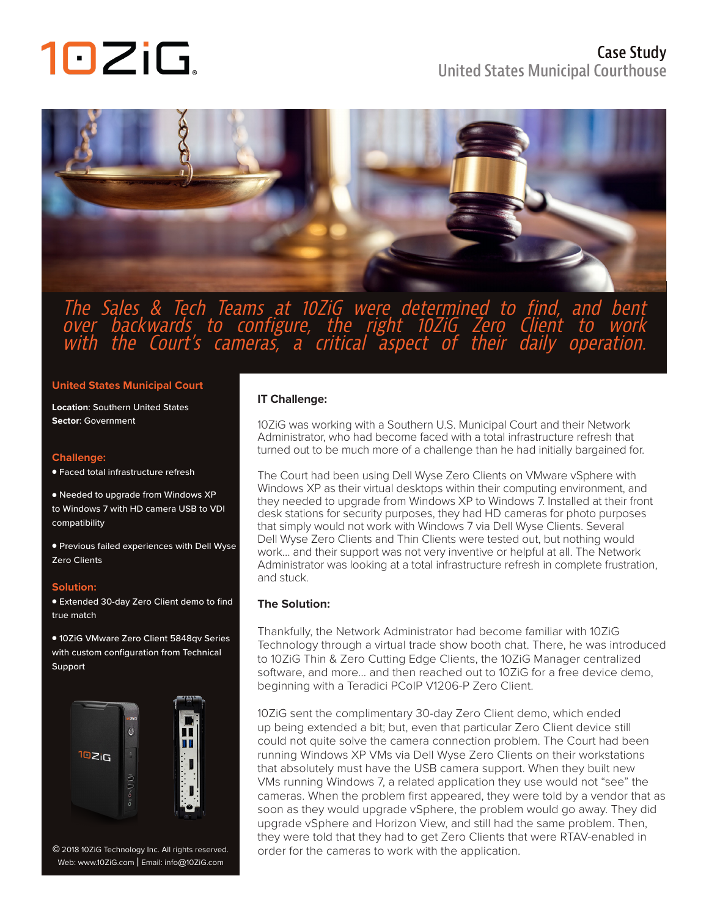# Case Study

## United States Municipal Courthouse

*The Sales & Tech Teams at 10ZiG were determined to find, and bent over backwards to configure, the right 10ZiG Zero Client to work with the Court's cameras, a critical aspect of their daily operation.*

### United States Municipal Court

**Location**: Southern United States
**Sector**: Government

### Challenge:

- Faced total infrastructure refresh
- Needed to upgrade from Windows XP to Windows 7 with HD camera USB to VDI compatibility
- Previous failed experiences with Dell Wyse Zero Clients

### Solution:

- Extended 30-day Zero Client demo to find true match
- 10ZiG VMware Zero Client 5848qv Series with custom configuration from Technical Support

© 2018 10ZiG Technology Inc. All rights reserved.
Web: www.10ZiG.com | Email: info@10ZiG.com

### IT Challenge:

10ZiG was working with a Southern U.S. Municipal Court and their Network Administrator, who had become faced with a total infrastructure refresh that turned out to be much more of a challenge than he had initially bargained for.

The Court had been using Dell Wyse Zero Clients on VMware vSphere with Windows XP as their virtual desktops within their computing environment, and they needed to upgrade from Windows XP to Windows 7. Installed at their front desk stations for security purposes, they had HD cameras for photo purposes that simply would not work with Windows 7 via Dell Wyse Clients. Several Dell Wyse Zero Clients and Thin Clients were tested out, but nothing would work… and their support was not very inventive or helpful at all. The Network Administrator was looking at a total infrastructure refresh in complete frustration, and stuck.

### The Solution:

Thankfully, the Network Administrator had become familiar with 10ZiG Technology through a virtual trade show booth chat. There, he was introduced to 10ZiG Thin & Zero Cutting Edge Clients, the 10ZiG Manager centralized software, and more… and then reached out to 10ZiG for a free device demo, beginning with a Teradici PCoIP V1206-P Zero Client.

10ZiG sent the complimentary 30-day Zero Client demo, which ended up being extended a bit; but, even that particular Zero Client device still could not quite solve the camera connection problem. The Court had been running Windows XP VMs via Dell Wyse Zero Clients on their workstations that absolutely must have the USB camera support. When they built new VMs running Windows 7, a related application they use would not "see" the cameras. When the problem first appeared, they were told by a vendor that as soon as they would upgrade vSphere, the problem would go away. They did upgrade vSphere and Horizon View, and still had the same problem. Then, they were told that they had to get Zero Clients that were RTAV-enabled in order for the cameras to work with the application.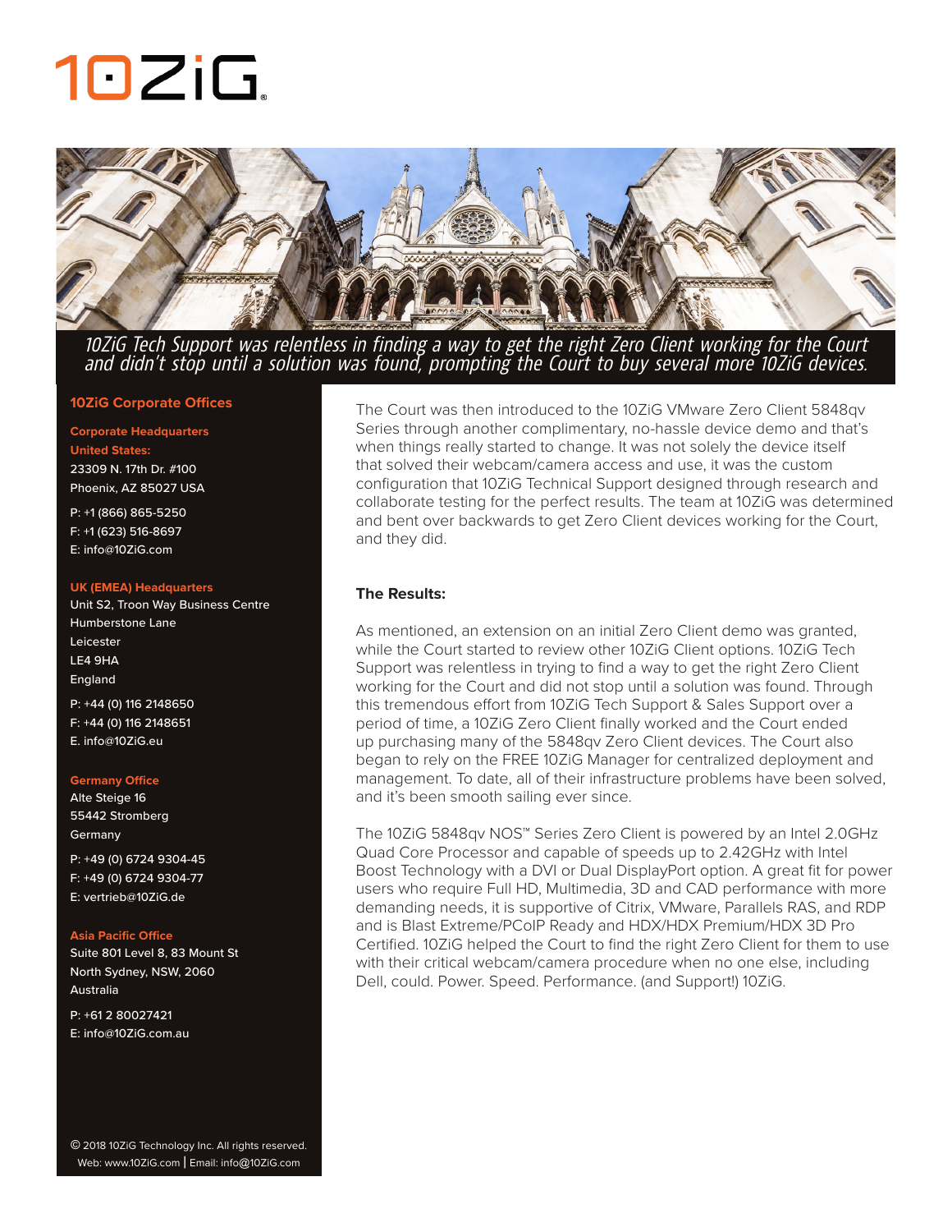10ZiG

*10ZiG Tech Support was relentless in finding a way to get the right Zero Client working for the Court and didn't stop until a solution was found, prompting the Court to buy several more 10ZiG devices.*

The Court was then introduced to the 10ZiG VMware Zero Client 5848qv Series through another complimentary, no-hassle device demo and that's when things really started to change. It was not solely the device itself that solved their webcam/camera access and use, it was the custom configuration that 10ZiG Technical Support designed through research and collaborate testing for the perfect results. The team at 10ZiG was determined and bent over backwards to get Zero Client devices working for the Court, and they did.

**The Results:**

As mentioned, an extension on an initial Zero Client demo was granted, while the Court started to review other 10ZiG Client options. 10ZiG Tech Support was relentless in trying to find a way to get the right Zero Client working for the Court and did not stop until a solution was found. Through this tremendous effort from 10ZiG Tech Support & Sales Support over a period of time, a 10ZiG Zero Client finally worked and the Court ended up purchasing many of the 5848qv Zero Client devices. The Court also began to rely on the FREE 10ZiG Manager for centralized deployment and management. To date, all of their infrastructure problems have been solved, and it's been smooth sailing ever since.

The 10ZiG 5848qv NOS™ Series Zero Client is powered by an Intel 2.0GHz Quad Core Processor and capable of speeds up to 2.42GHz with Intel Boost Technology with a DVI or Dual DisplayPort option. A great fit for power users who require Full HD, Multimedia, 3D and CAD performance with more demanding needs, it is supportive of Citrix, VMware, Parallels RAS, and RDP and is Blast Extreme/PCoIP Ready and HDX/HDX Premium/HDX 3D Pro Certified. 10ZiG helped the Court to find the right Zero Client for them to use with their critical webcam/camera procedure when no one else, including Dell, could. Power. Speed. Performance. (and Support!) 10ZiG.

**10ZiG Corporate Offices**

**Corporate Headquarters**
**United States:**
23309 N. 17th Dr. #100
Phoenix, AZ 85027 USA

P: +1 (866) 865-5250
F: +1 (623) 516-8697
E: info@10ZiG.com

**UK (EMEA) Headquarters**
Unit S2, Troon Way Business Centre
Humberstone Lane
Leicester
LE4 9HA
England

P: +44 (0) 116 2148650
F: +44 (0) 116 2148651
E. info@10ZiG.eu

**Germany Office**
Alte Steige 16
55442 Stromberg
Germany

P: +49 (0) 6724 9304-45
F: +49 (0) 6724 9304-77
E: vertrieb@10ZiG.de

**Asia Pacific Office**
Suite 801 Level 8, 83 Mount St
North Sydney, NSW, 2060
Australia

P: +61 2 80027421
E: info@10ZiG.com.au

© 2018 10ZiG Technology Inc. All rights reserved.
Web: www.10ZiG.com | Email: info@10ZiG.com